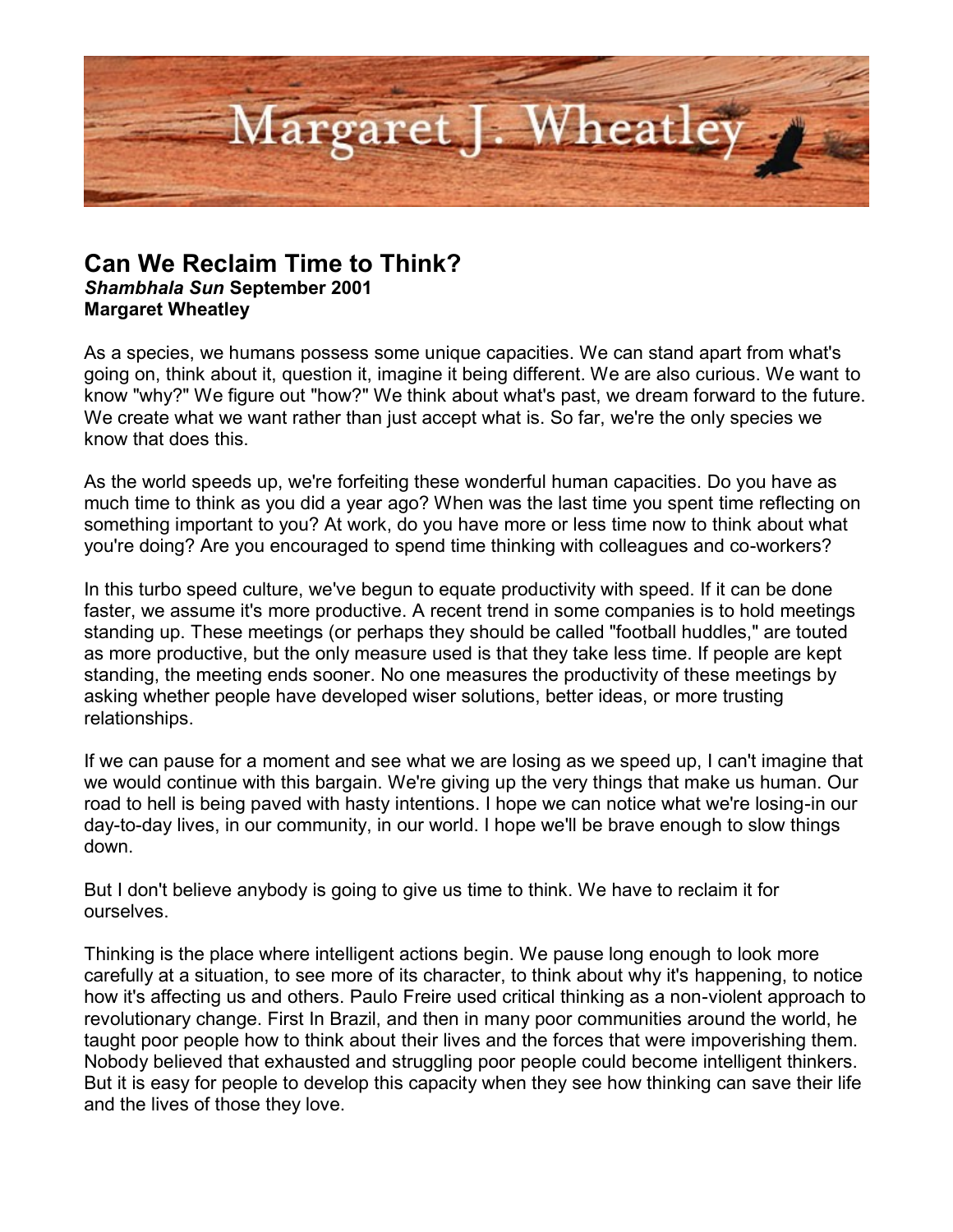# Margaret J. Wheatley

## Can We Reclaim Time to Think?

***Shambhala Sun*** **September 2001**
**Margaret Wheatley**

As a species, we humans possess some unique capacities. We can stand apart from what's going on, think about it, question it, imagine it being different. We are also curious. We want to know "why?" We figure out "how?" We think about what's past, we dream forward to the future. We create what we want rather than just accept what is. So far, we're the only species we know that does this.

As the world speeds up, we're forfeiting these wonderful human capacities. Do you have as much time to think as you did a year ago? When was the last time you spent time reflecting on something important to you? At work, do you have more or less time now to think about what you're doing? Are you encouraged to spend time thinking with colleagues and co-workers?

In this turbo speed culture, we've begun to equate productivity with speed. If it can be done faster, we assume it's more productive. A recent trend in some companies is to hold meetings standing up. These meetings (or perhaps they should be called "football huddles," are touted as more productive, but the only measure used is that they take less time. If people are kept standing, the meeting ends sooner. No one measures the productivity of these meetings by asking whether people have developed wiser solutions, better ideas, or more trusting relationships.

If we can pause for a moment and see what we are losing as we speed up, I can't imagine that we would continue with this bargain. We're giving up the very things that make us human. Our road to hell is being paved with hasty intentions. I hope we can notice what we're losing-in our day-to-day lives, in our community, in our world. I hope we'll be brave enough to slow things down.

But I don't believe anybody is going to give us time to think. We have to reclaim it for ourselves.

Thinking is the place where intelligent actions begin. We pause long enough to look more carefully at a situation, to see more of its character, to think about why it's happening, to notice how it's affecting us and others. Paulo Freire used critical thinking as a non-violent approach to revolutionary change. First In Brazil, and then in many poor communities around the world, he taught poor people how to think about their lives and the forces that were impoverishing them. Nobody believed that exhausted and struggling poor people could become intelligent thinkers. But it is easy for people to develop this capacity when they see how thinking can save their life and the lives of those they love.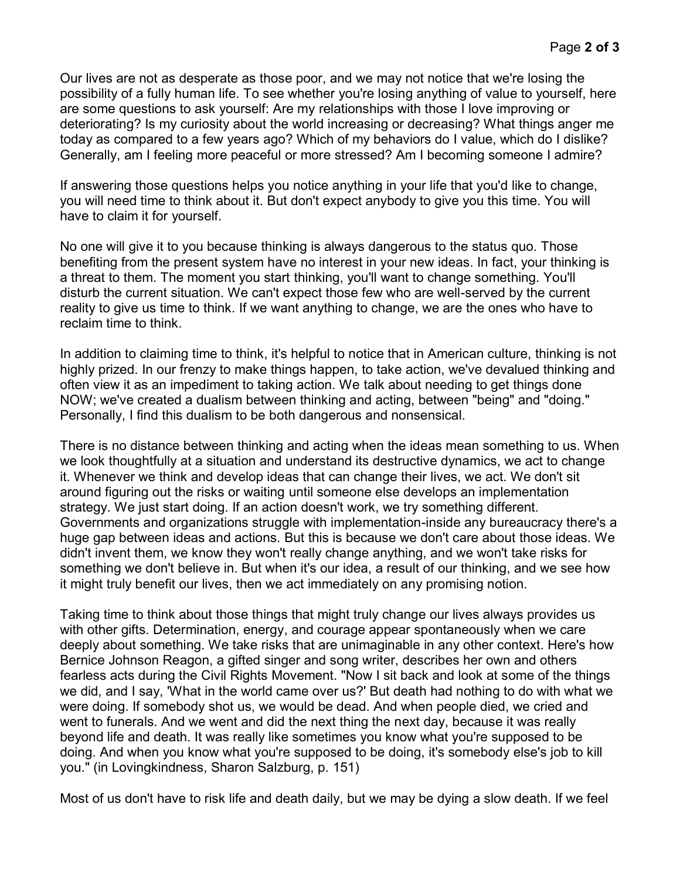Our lives are not as desperate as those poor, and we may not notice that we're losing the possibility of a fully human life. To see whether you're losing anything of value to yourself, here are some questions to ask yourself: Are my relationships with those I love improving or deteriorating? Is my curiosity about the world increasing or decreasing? What things anger me today as compared to a few years ago? Which of my behaviors do I value, which do I dislike? Generally, am I feeling more peaceful or more stressed? Am I becoming someone I admire?

If answering those questions helps you notice anything in your life that you'd like to change, you will need time to think about it. But don't expect anybody to give you this time. You will have to claim it for yourself.

No one will give it to you because thinking is always dangerous to the status quo. Those benefiting from the present system have no interest in your new ideas. In fact, your thinking is a threat to them. The moment you start thinking, you'll want to change something. You'll disturb the current situation. We can't expect those few who are well-served by the current reality to give us time to think. If we want anything to change, we are the ones who have to reclaim time to think.

In addition to claiming time to think, it's helpful to notice that in American culture, thinking is not highly prized. In our frenzy to make things happen, to take action, we've devalued thinking and often view it as an impediment to taking action. We talk about needing to get things done NOW; we've created a dualism between thinking and acting, between "being" and "doing." Personally, I find this dualism to be both dangerous and nonsensical.

There is no distance between thinking and acting when the ideas mean something to us. When we look thoughtfully at a situation and understand its destructive dynamics, we act to change it. Whenever we think and develop ideas that can change their lives, we act. We don't sit around figuring out the risks or waiting until someone else develops an implementation strategy. We just start doing. If an action doesn't work, we try something different. Governments and organizations struggle with implementation-inside any bureaucracy there's a huge gap between ideas and actions. But this is because we don't care about those ideas. We didn't invent them, we know they won't really change anything, and we won't take risks for something we don't believe in. But when it's our idea, a result of our thinking, and we see how it might truly benefit our lives, then we act immediately on any promising notion.

Taking time to think about those things that might truly change our lives always provides us with other gifts. Determination, energy, and courage appear spontaneously when we care deeply about something. We take risks that are unimaginable in any other context. Here's how Bernice Johnson Reagon, a gifted singer and song writer, describes her own and others fearless acts during the Civil Rights Movement. "Now I sit back and look at some of the things we did, and I say, 'What in the world came over us?' But death had nothing to do with what we were doing. If somebody shot us, we would be dead. And when people died, we cried and went to funerals. And we went and did the next thing the next day, because it was really beyond life and death. It was really like sometimes you know what you're supposed to be doing. And when you know what you're supposed to be doing, it's somebody else's job to kill you." (in Lovingkindness, Sharon Salzburg, p. 151)

Most of us don't have to risk life and death daily, but we may be dying a slow death. If we feel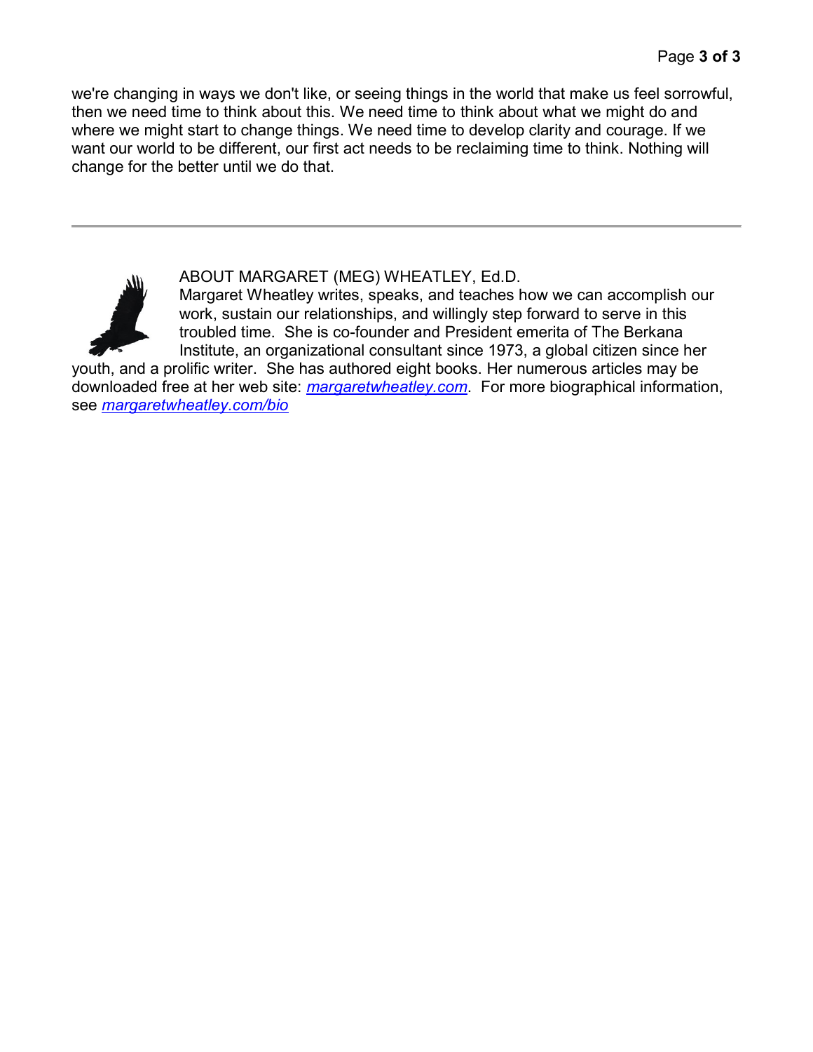we're changing in ways we don't like, or seeing things in the world that make us feel sorrowful, then we need time to think about this. We need time to think about what we might do and where we might start to change things. We need time to develop clarity and courage. If we want our world to be different, our first act needs to be reclaiming time to think. Nothing will change for the better until we do that.

---

ABOUT MARGARET (MEG) WHEATLEY, Ed.D.

Margaret Wheatley writes, speaks, and teaches how we can accomplish our work, sustain our relationships, and willingly step forward to serve in this troubled time. She is co-founder and President emerita of The Berkana Institute, an organizational consultant since 1973, a global citizen since her youth, and a prolific writer. She has authored eight books. Her numerous articles may be downloaded free at her web site: *margaretwheatley.com*. For more biographical information, see *margaretwheatley.com/bio*